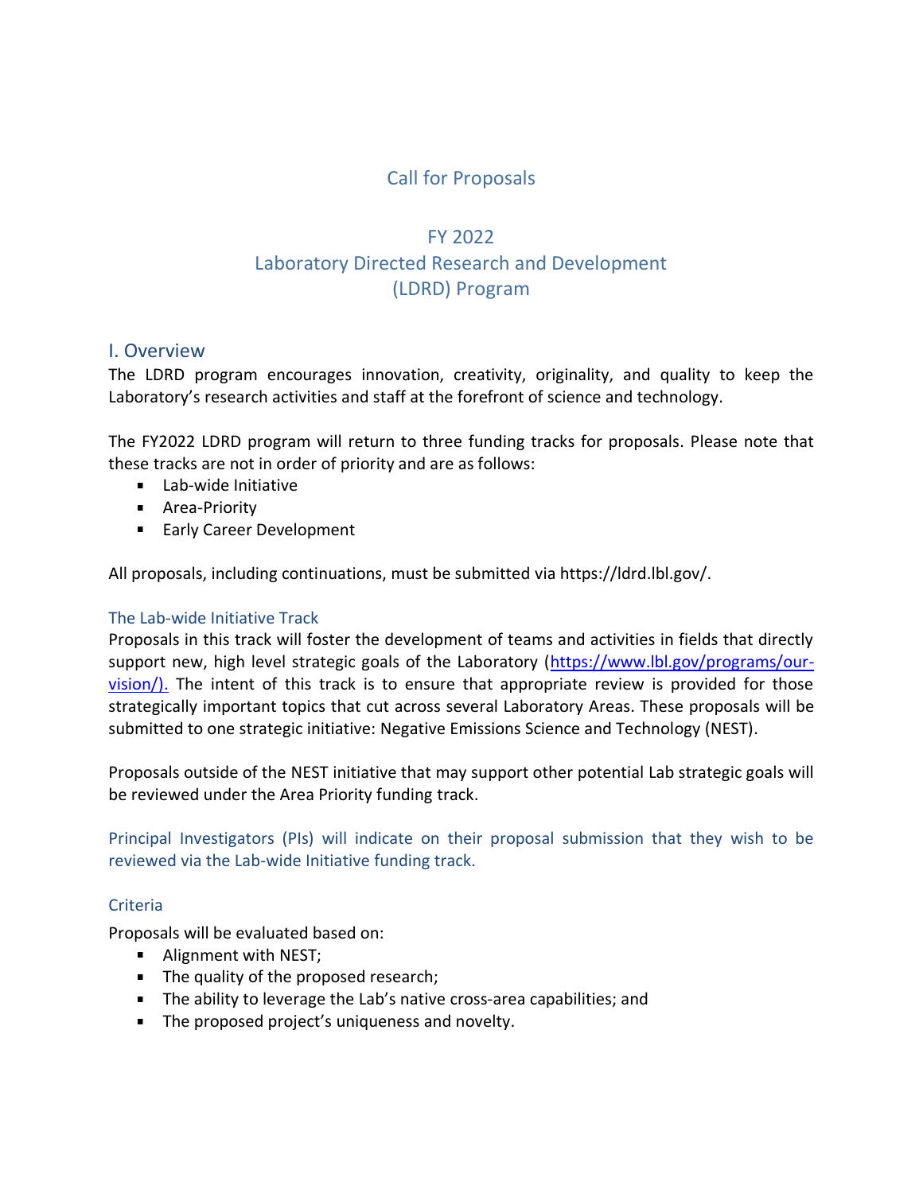# Call for Proposals

## FY 2022
## Laboratory Directed Research and Development (LDRD) Program

## I. Overview

The LDRD program encourages innovation, creativity, originality, and quality to keep the Laboratory's research activities and staff at the forefront of science and technology.

The FY2022 LDRD program will return to three funding tracks for proposals. Please note that these tracks are not in order of priority and are as follows:

- Lab-wide Initiative
- Area-Priority
- Early Career Development

All proposals, including continuations, must be submitted via https://ldrd.lbl.gov/.

### The Lab-wide Initiative Track

Proposals in this track will foster the development of teams and activities in fields that directly support new, high level strategic goals of the Laboratory (https://www.lbl.gov/programs/our-vision/). The intent of this track is to ensure that appropriate review is provided for those strategically important topics that cut across several Laboratory Areas. These proposals will be submitted to one strategic initiative: Negative Emissions Science and Technology (NEST).

Proposals outside of the NEST initiative that may support other potential Lab strategic goals will be reviewed under the Area Priority funding track.

Principal Investigators (PIs) will indicate on their proposal submission that they wish to be reviewed via the Lab-wide Initiative funding track.

### Criteria

Proposals will be evaluated based on:

- Alignment with NEST;
- The quality of the proposed research;
- The ability to leverage the Lab's native cross-area capabilities; and
- The proposed project's uniqueness and novelty.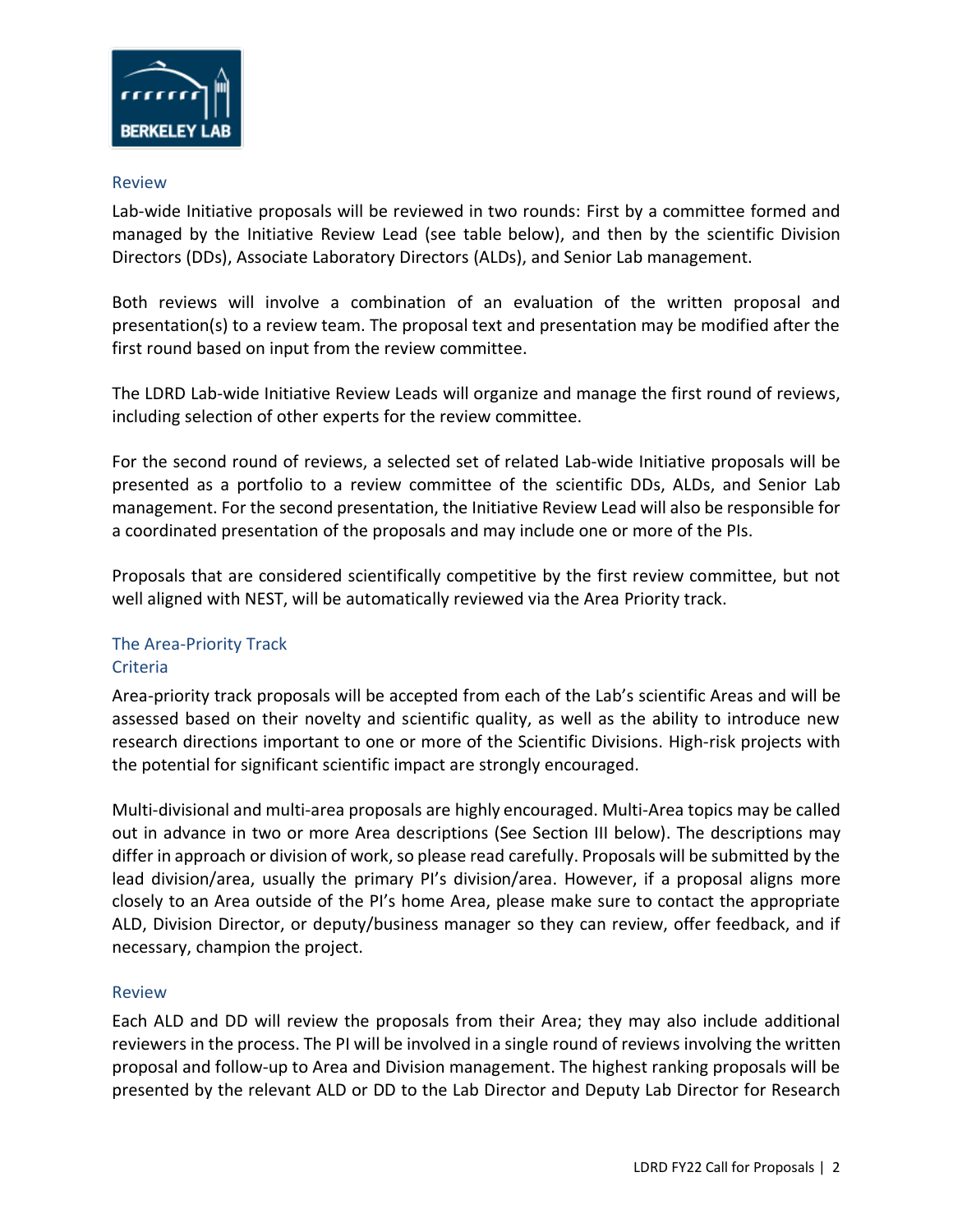### Review

Lab-wide Initiative proposals will be reviewed in two rounds: First by a committee formed and managed by the Initiative Review Lead (see table below), and then by the scientific Division Directors (DDs), Associate Laboratory Directors (ALDs), and Senior Lab management.

Both reviews will involve a combination of an evaluation of the written proposal and presentation(s) to a review team. The proposal text and presentation may be modified after the first round based on input from the review committee.

The LDRD Lab-wide Initiative Review Leads will organize and manage the first round of reviews, including selection of other experts for the review committee.

For the second round of reviews, a selected set of related Lab-wide Initiative proposals will be presented as a portfolio to a review committee of the scientific DDs, ALDs, and Senior Lab management. For the second presentation, the Initiative Review Lead will also be responsible for a coordinated presentation of the proposals and may include one or more of the PIs.

Proposals that are considered scientifically competitive by the first review committee, but not well aligned with NEST, will be automatically reviewed via the Area Priority track.

## The Area-Priority Track

### Criteria

Area-priority track proposals will be accepted from each of the Lab's scientific Areas and will be assessed based on their novelty and scientific quality, as well as the ability to introduce new research directions important to one or more of the Scientific Divisions. High-risk projects with the potential for significant scientific impact are strongly encouraged.

Multi-divisional and multi-area proposals are highly encouraged. Multi-Area topics may be called out in advance in two or more Area descriptions (See Section III below). The descriptions may differ in approach or division of work, so please read carefully. Proposals will be submitted by the lead division/area, usually the primary PI's division/area. However, if a proposal aligns more closely to an Area outside of the PI's home Area, please make sure to contact the appropriate ALD, Division Director, or deputy/business manager so they can review, offer feedback, and if necessary, champion the project.

### Review

Each ALD and DD will review the proposals from their Area; they may also include additional reviewers in the process. The PI will be involved in a single round of reviews involving the written proposal and follow-up to Area and Division management. The highest ranking proposals will be presented by the relevant ALD or DD to the Lab Director and Deputy Lab Director for Research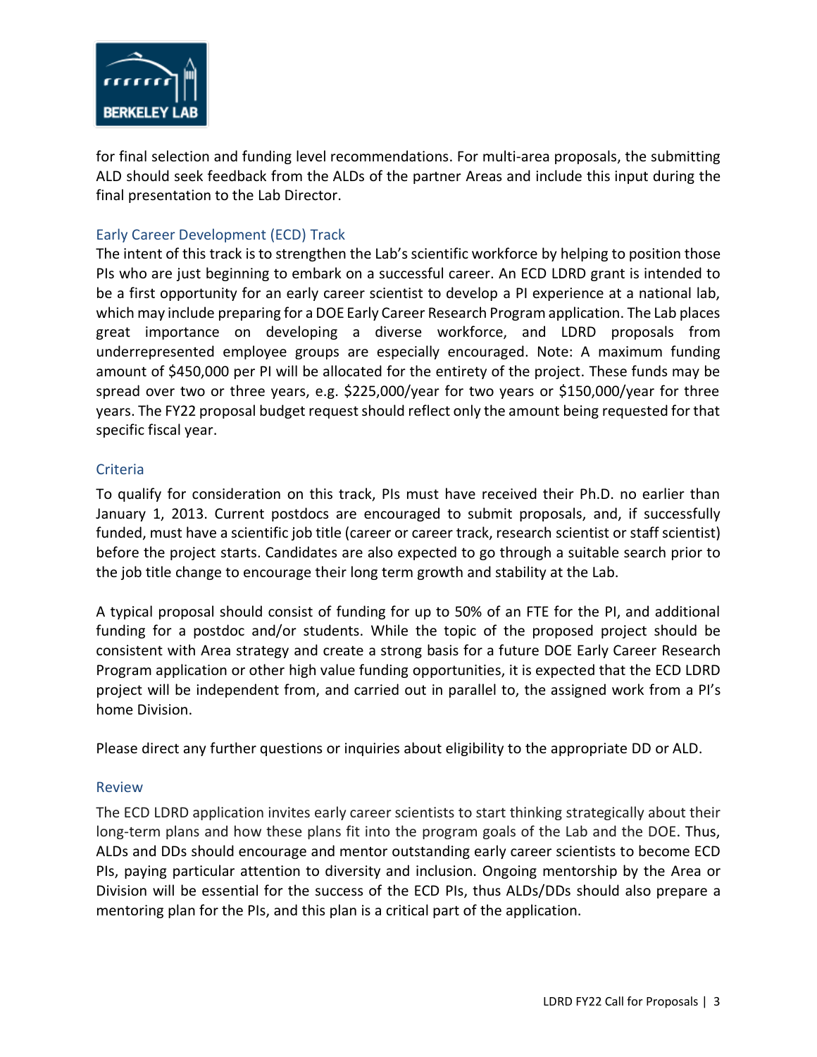for final selection and funding level recommendations. For multi-area proposals, the submitting ALD should seek feedback from the ALDs of the partner Areas and include this input during the final presentation to the Lab Director.

### Early Career Development (ECD) Track

The intent of this track is to strengthen the Lab's scientific workforce by helping to position those PIs who are just beginning to embark on a successful career. An ECD LDRD grant is intended to be a first opportunity for an early career scientist to develop a PI experience at a national lab, which may include preparing for a DOE Early Career Research Program application. The Lab places great importance on developing a diverse workforce, and LDRD proposals from underrepresented employee groups are especially encouraged. Note: A maximum funding amount of $450,000 per PI will be allocated for the entirety of the project. These funds may be spread over two or three years, e.g. $225,000/year for two years or $150,000/year for three years. The FY22 proposal budget request should reflect only the amount being requested for that specific fiscal year.

### Criteria

To qualify for consideration on this track, PIs must have received their Ph.D. no earlier than January 1, 2013. Current postdocs are encouraged to submit proposals, and, if successfully funded, must have a scientific job title (career or career track, research scientist or staff scientist) before the project starts. Candidates are also expected to go through a suitable search prior to the job title change to encourage their long term growth and stability at the Lab.

A typical proposal should consist of funding for up to 50% of an FTE for the PI, and additional funding for a postdoc and/or students. While the topic of the proposed project should be consistent with Area strategy and create a strong basis for a future DOE Early Career Research Program application or other high value funding opportunities, it is expected that the ECD LDRD project will be independent from, and carried out in parallel to, the assigned work from a PI's home Division.

Please direct any further questions or inquiries about eligibility to the appropriate DD or ALD.

### Review

The ECD LDRD application invites early career scientists to start thinking strategically about their long-term plans and how these plans fit into the program goals of the Lab and the DOE. Thus, ALDs and DDs should encourage and mentor outstanding early career scientists to become ECD PIs, paying particular attention to diversity and inclusion. Ongoing mentorship by the Area or Division will be essential for the success of the ECD PIs, thus ALDs/DDs should also prepare a mentoring plan for the PIs, and this plan is a critical part of the application.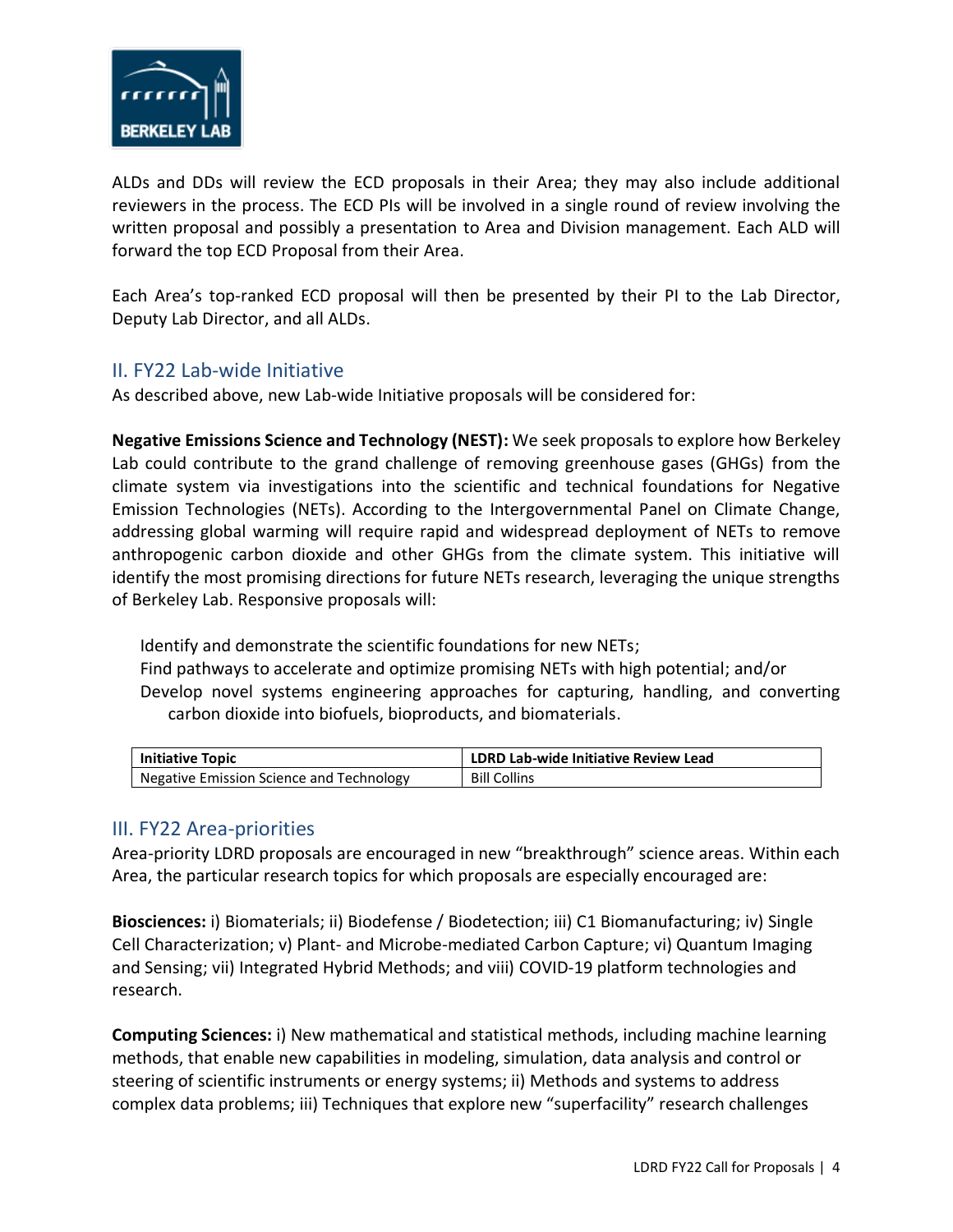ALDs and DDs will review the ECD proposals in their Area; they may also include additional reviewers in the process. The ECD PIs will be involved in a single round of review involving the written proposal and possibly a presentation to Area and Division management. Each ALD will forward the top ECD Proposal from their Area.

Each Area's top-ranked ECD proposal will then be presented by their PI to the Lab Director, Deputy Lab Director, and all ALDs.

## II. FY22 Lab-wide Initiative

As described above, new Lab-wide Initiative proposals will be considered for:

**Negative Emissions Science and Technology (NEST):** We seek proposals to explore how Berkeley Lab could contribute to the grand challenge of removing greenhouse gases (GHGs) from the climate system via investigations into the scientific and technical foundations for Negative Emission Technologies (NETs). According to the Intergovernmental Panel on Climate Change, addressing global warming will require rapid and widespread deployment of NETs to remove anthropogenic carbon dioxide and other GHGs from the climate system. This initiative will identify the most promising directions for future NETs research, leveraging the unique strengths of Berkeley Lab. Responsive proposals will:

- Identify and demonstrate the scientific foundations for new NETs;
- Find pathways to accelerate and optimize promising NETs with high potential; and/or
- Develop novel systems engineering approaches for capturing, handling, and converting carbon dioxide into biofuels, bioproducts, and biomaterials.

| Initiative Topic | LDRD Lab-wide Initiative Review Lead |
| --- | --- |
| Negative Emission Science and Technology | Bill Collins |

## III. FY22 Area-priorities

Area-priority LDRD proposals are encouraged in new "breakthrough" science areas. Within each Area, the particular research topics for which proposals are especially encouraged are:

**Biosciences:** i) Biomaterials; ii) Biodefense / Biodetection; iii) C1 Biomanufacturing; iv) Single Cell Characterization; v) Plant- and Microbe-mediated Carbon Capture; vi) Quantum Imaging and Sensing; vii) Integrated Hybrid Methods; and viii) COVID-19 platform technologies and research.

**Computing Sciences:** i) New mathematical and statistical methods, including machine learning methods, that enable new capabilities in modeling, simulation, data analysis and control or steering of scientific instruments or energy systems; ii) Methods and systems to address complex data problems; iii) Techniques that explore new "superfacility" research challenges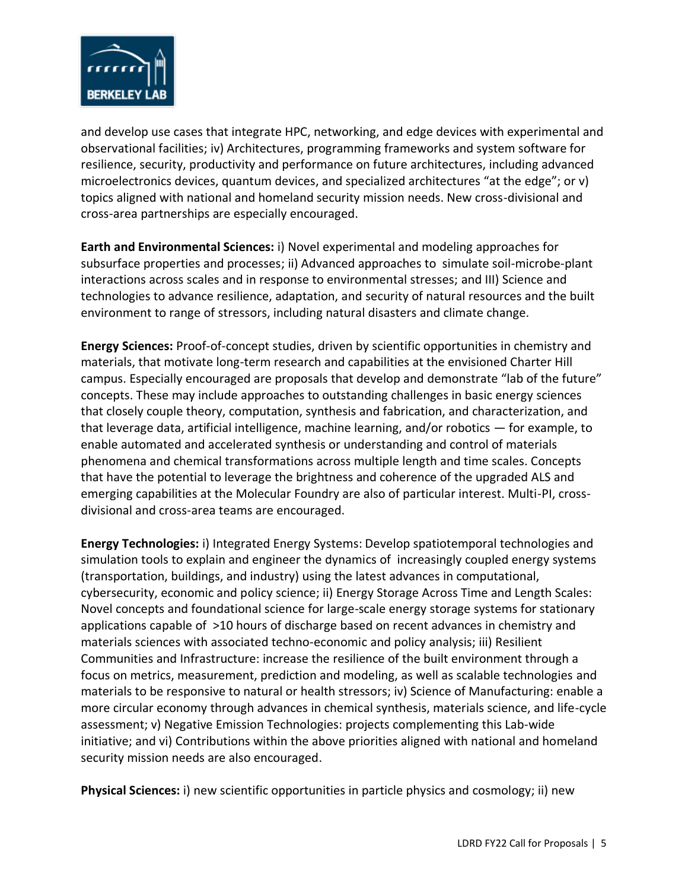and develop use cases that integrate HPC, networking, and edge devices with experimental and observational facilities; iv) Architectures, programming frameworks and system software for resilience, security, productivity and performance on future architectures, including advanced microelectronics devices, quantum devices, and specialized architectures “at the edge”; or v) topics aligned with national and homeland security mission needs. New cross-divisional and cross-area partnerships are especially encouraged.

**Earth and Environmental Sciences:** i) Novel experimental and modeling approaches for subsurface properties and processes; ii) Advanced approaches to simulate soil-microbe-plant interactions across scales and in response to environmental stresses; and III) Science and technologies to advance resilience, adaptation, and security of natural resources and the built environment to range of stressors, including natural disasters and climate change.

**Energy Sciences:** Proof-of-concept studies, driven by scientific opportunities in chemistry and materials, that motivate long-term research and capabilities at the envisioned Charter Hill campus. Especially encouraged are proposals that develop and demonstrate “lab of the future” concepts. These may include approaches to outstanding challenges in basic energy sciences that closely couple theory, computation, synthesis and fabrication, and characterization, and that leverage data, artificial intelligence, machine learning, and/or robotics — for example, to enable automated and accelerated synthesis or understanding and control of materials phenomena and chemical transformations across multiple length and time scales. Concepts that have the potential to leverage the brightness and coherence of the upgraded ALS and emerging capabilities at the Molecular Foundry are also of particular interest. Multi-PI, cross-divisional and cross-area teams are encouraged.

**Energy Technologies:** i) Integrated Energy Systems: Develop spatiotemporal technologies and simulation tools to explain and engineer the dynamics of increasingly coupled energy systems (transportation, buildings, and industry) using the latest advances in computational, cybersecurity, economic and policy science; ii) Energy Storage Across Time and Length Scales: Novel concepts and foundational science for large-scale energy storage systems for stationary applications capable of >10 hours of discharge based on recent advances in chemistry and materials sciences with associated techno-economic and policy analysis; iii) Resilient Communities and Infrastructure: increase the resilience of the built environment through a focus on metrics, measurement, prediction and modeling, as well as scalable technologies and materials to be responsive to natural or health stressors; iv) Science of Manufacturing: enable a more circular economy through advances in chemical synthesis, materials science, and life-cycle assessment; v) Negative Emission Technologies: projects complementing this Lab-wide initiative; and vi) Contributions within the above priorities aligned with national and homeland security mission needs are also encouraged.

**Physical Sciences:** i) new scientific opportunities in particle physics and cosmology; ii) new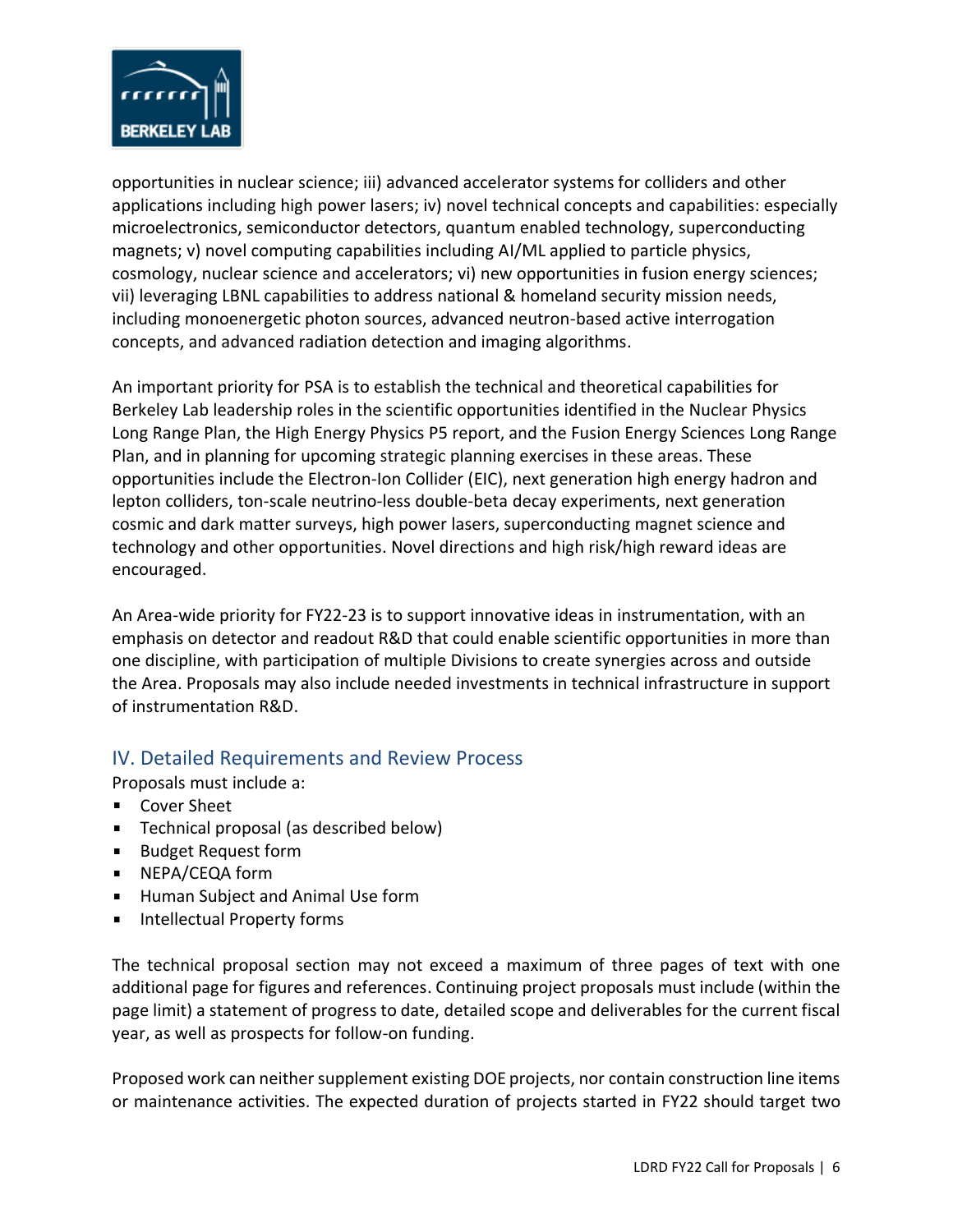opportunities in nuclear science; iii) advanced accelerator systems for colliders and other applications including high power lasers; iv) novel technical concepts and capabilities: especially microelectronics, semiconductor detectors, quantum enabled technology, superconducting magnets; v) novel computing capabilities including AI/ML applied to particle physics, cosmology, nuclear science and accelerators; vi) new opportunities in fusion energy sciences; vii) leveraging LBNL capabilities to address national & homeland security mission needs, including monoenergetic photon sources, advanced neutron-based active interrogation concepts, and advanced radiation detection and imaging algorithms.

An important priority for PSA is to establish the technical and theoretical capabilities for Berkeley Lab leadership roles in the scientific opportunities identified in the Nuclear Physics Long Range Plan, the High Energy Physics P5 report, and the Fusion Energy Sciences Long Range Plan, and in planning for upcoming strategic planning exercises in these areas. These opportunities include the Electron-Ion Collider (EIC), next generation high energy hadron and lepton colliders, ton-scale neutrino-less double-beta decay experiments, next generation cosmic and dark matter surveys, high power lasers, superconducting magnet science and technology and other opportunities. Novel directions and high risk/high reward ideas are encouraged.

An Area-wide priority for FY22-23 is to support innovative ideas in instrumentation, with an emphasis on detector and readout R&D that could enable scientific opportunities in more than one discipline, with participation of multiple Divisions to create synergies across and outside the Area. Proposals may also include needed investments in technical infrastructure in support of instrumentation R&D.

## IV. Detailed Requirements and Review Process

Proposals must include a:

- Cover Sheet
- Technical proposal (as described below)
- Budget Request form
- NEPA/CEQA form
- Human Subject and Animal Use form
- Intellectual Property forms

The technical proposal section may not exceed a maximum of three pages of text with one additional page for figures and references. Continuing project proposals must include (within the page limit) a statement of progress to date, detailed scope and deliverables for the current fiscal year, as well as prospects for follow-on funding.

Proposed work can neither supplement existing DOE projects, nor contain construction line items or maintenance activities. The expected duration of projects started in FY22 should target two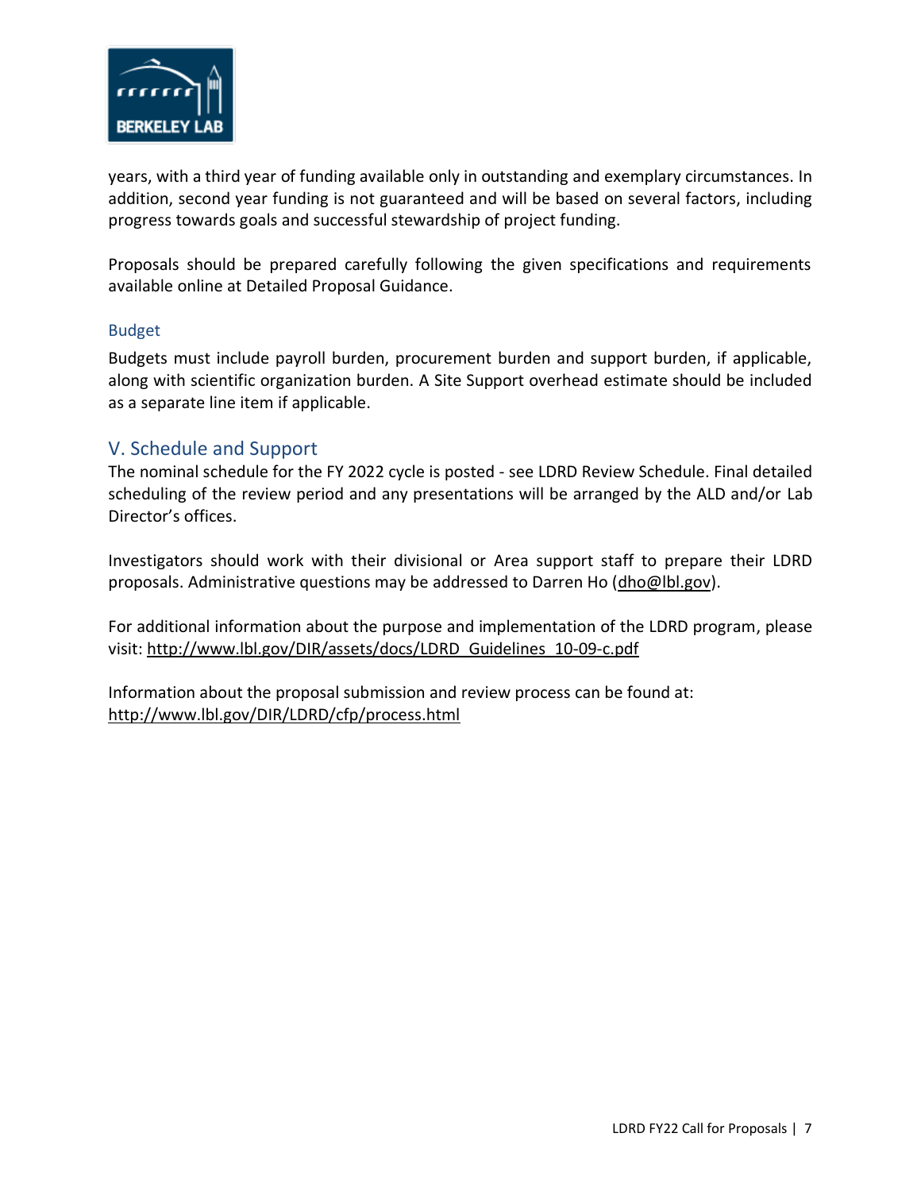years, with a third year of funding available only in outstanding and exemplary circumstances. In addition, second year funding is not guaranteed and will be based on several factors, including progress towards goals and successful stewardship of project funding.

Proposals should be prepared carefully following the given specifications and requirements available online at Detailed Proposal Guidance.

### Budget

Budgets must include payroll burden, procurement burden and support burden, if applicable, along with scientific organization burden. A Site Support overhead estimate should be included as a separate line item if applicable.

## V. Schedule and Support

The nominal schedule for the FY 2022 cycle is posted - see LDRD Review Schedule. Final detailed scheduling of the review period and any presentations will be arranged by the ALD and/or Lab Director's offices.

Investigators should work with their divisional or Area support staff to prepare their LDRD proposals. Administrative questions may be addressed to Darren Ho (dho@lbl.gov).

For additional information about the purpose and implementation of the LDRD program, please visit: http://www.lbl.gov/DIR/assets/docs/LDRD_Guidelines_10-09-c.pdf

Information about the proposal submission and review process can be found at: http://www.lbl.gov/DIR/LDRD/cfp/process.html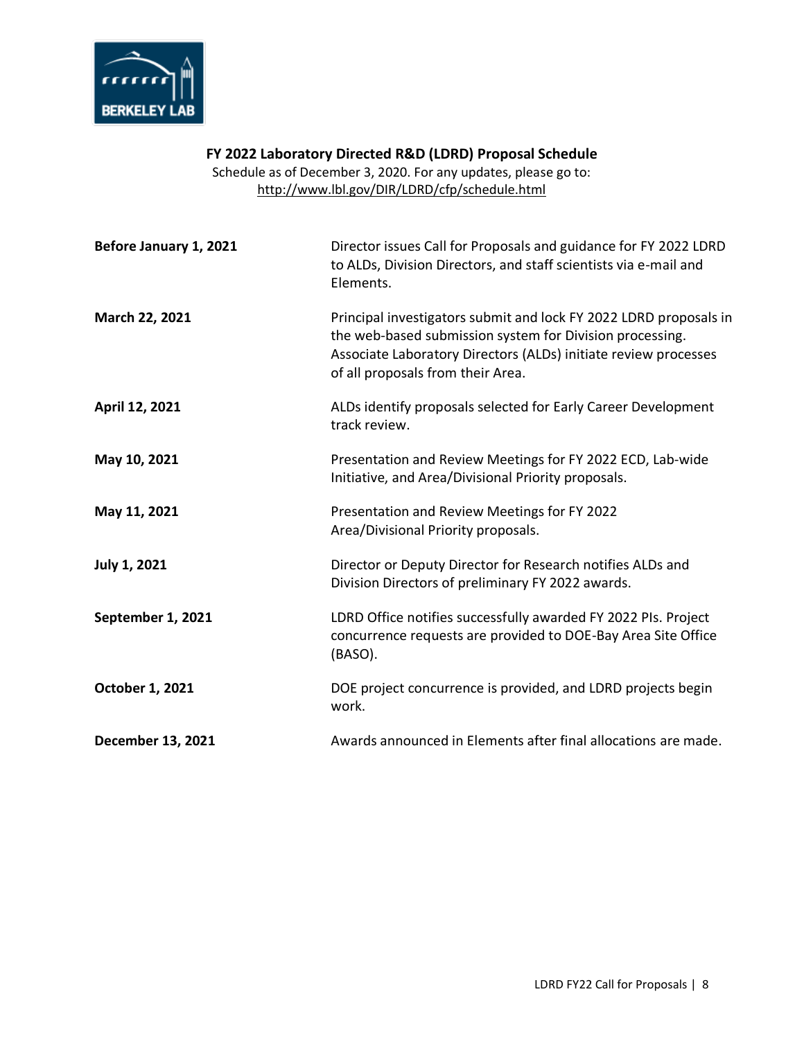## FY 2022 Laboratory Directed R&D (LDRD) Proposal Schedule

Schedule as of December 3, 2020. For any updates, please go to: http://www.lbl.gov/DIR/LDRD/cfp/schedule.html

| | |
|---|---|
| **Before January 1, 2021** | Director issues Call for Proposals and guidance for FY 2022 LDRD to ALDs, Division Directors, and staff scientists via e-mail and Elements. |
| **March 22, 2021** | Principal investigators submit and lock FY 2022 LDRD proposals in the web-based submission system for Division processing. Associate Laboratory Directors (ALDs) initiate review processes of all proposals from their Area. |
| **April 12, 2021** | ALDs identify proposals selected for Early Career Development track review. |
| **May 10, 2021** | Presentation and Review Meetings for FY 2022 ECD, Lab-wide Initiative, and Area/Divisional Priority proposals. |
| **May 11, 2021** | Presentation and Review Meetings for FY 2022 Area/Divisional Priority proposals. |
| **July 1, 2021** | Director or Deputy Director for Research notifies ALDs and Division Directors of preliminary FY 2022 awards. |
| **September 1, 2021** | LDRD Office notifies successfully awarded FY 2022 PIs. Project concurrence requests are provided to DOE-Bay Area Site Office (BASO). |
| **October 1, 2021** | DOE project concurrence is provided, and LDRD projects begin work. |
| **December 13, 2021** | Awards announced in Elements after final allocations are made. |